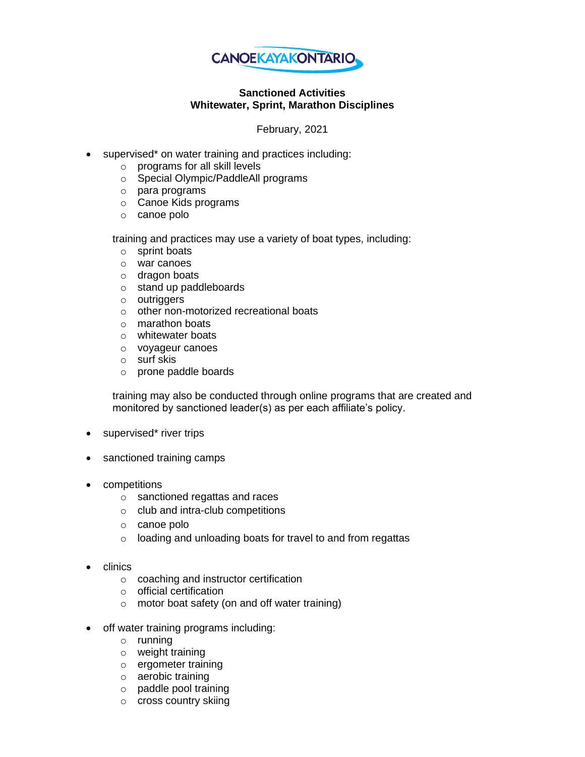CANOEKAYAKONTARIO

**Sanctioned Activities**
**Whitewater, Sprint, Marathon Disciplines**

February, 2021

- supervised* on water training and practices including:
  - programs for all skill levels
  - Special Olympic/PaddleAll programs
  - para programs
  - Canoe Kids programs
  - canoe polo

  training and practices may use a variety of boat types, including:
  - sprint boats
  - war canoes
  - dragon boats
  - stand up paddleboards
  - outriggers
  - other non-motorized recreational boats
  - marathon boats
  - whitewater boats
  - voyageur canoes
  - surf skis
  - prone paddle boards

  training may also be conducted through online programs that are created and monitored by sanctioned leader(s) as per each affiliate's policy.

- supervised* river trips

- sanctioned training camps

- competitions
  - sanctioned regattas and races
  - club and intra-club competitions
  - canoe polo
  - loading and unloading boats for travel to and from regattas

- clinics
  - coaching and instructor certification
  - official certification
  - motor boat safety (on and off water training)

- off water training programs including:
  - running
  - weight training
  - ergometer training
  - aerobic training
  - paddle pool training
  - cross country skiing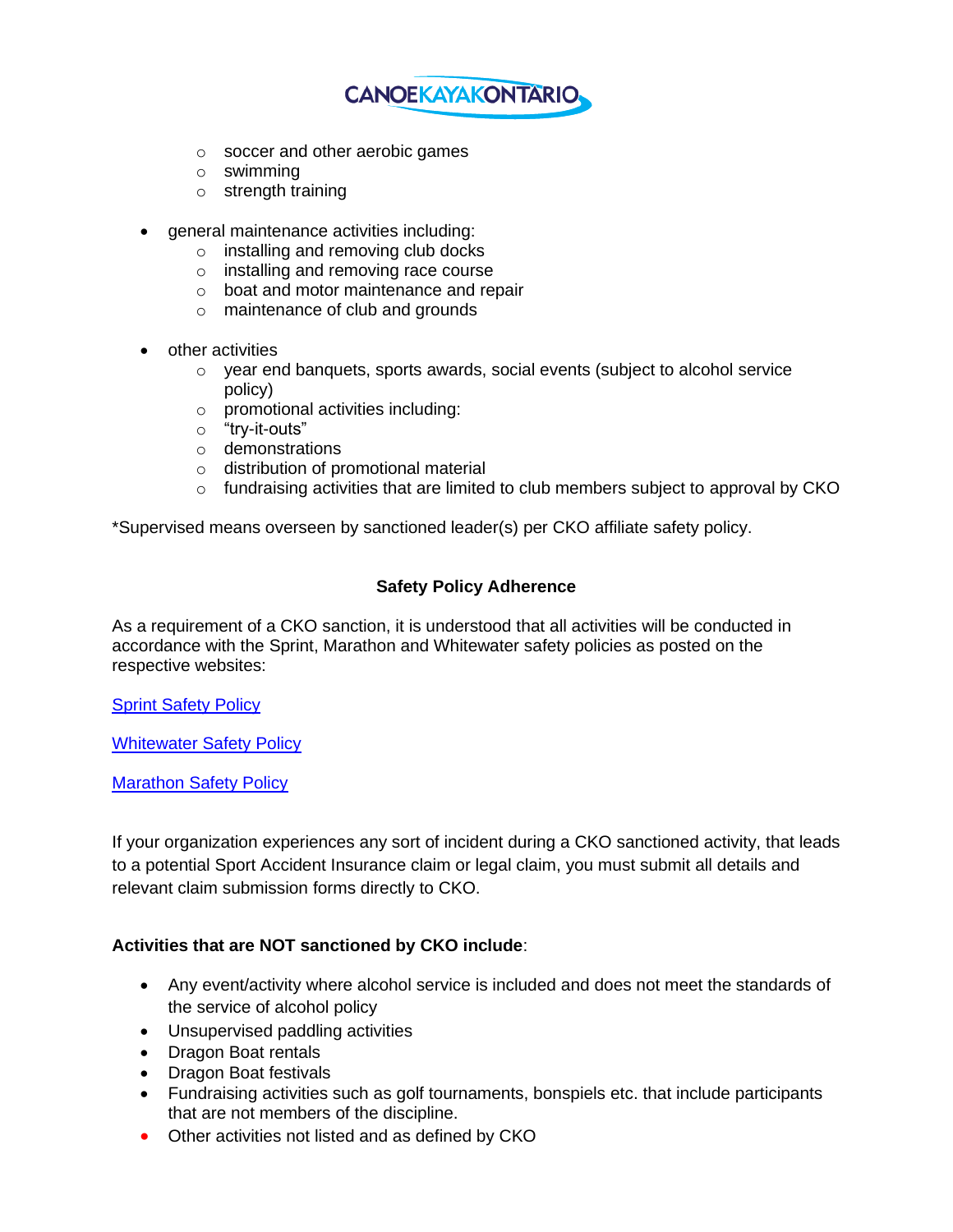- soccer and other aerobic games
    - swimming
    - strength training

- general maintenance activities including:
    - installing and removing club docks
    - installing and removing race course
    - boat and motor maintenance and repair
    - maintenance of club and grounds

- other activities
    - year end banquets, sports awards, social events (subject to alcohol service policy)
    - promotional activities including:
    - "try-it-outs"
    - demonstrations
    - distribution of promotional material
    - fundraising activities that are limited to club members subject to approval by CKO

*Supervised means overseen by sanctioned leader(s) per CKO affiliate safety policy.

**Safety Policy Adherence**

As a requirement of a CKO sanction, it is understood that all activities will be conducted in accordance with the Sprint, Marathon and Whitewater safety policies as posted on the respective websites:

Sprint Safety Policy

Whitewater Safety Policy

Marathon Safety Policy

If your organization experiences any sort of incident during a CKO sanctioned activity, that leads to a potential Sport Accident Insurance claim or legal claim, you must submit all details and relevant claim submission forms directly to CKO.

**Activities that are NOT sanctioned by CKO include**:

- Any event/activity where alcohol service is included and does not meet the standards of the service of alcohol policy
- Unsupervised paddling activities
- Dragon Boat rentals
- Dragon Boat festivals
- Fundraising activities such as golf tournaments, bonspiels etc. that include participants that are not members of the discipline.
- Other activities not listed and as defined by CKO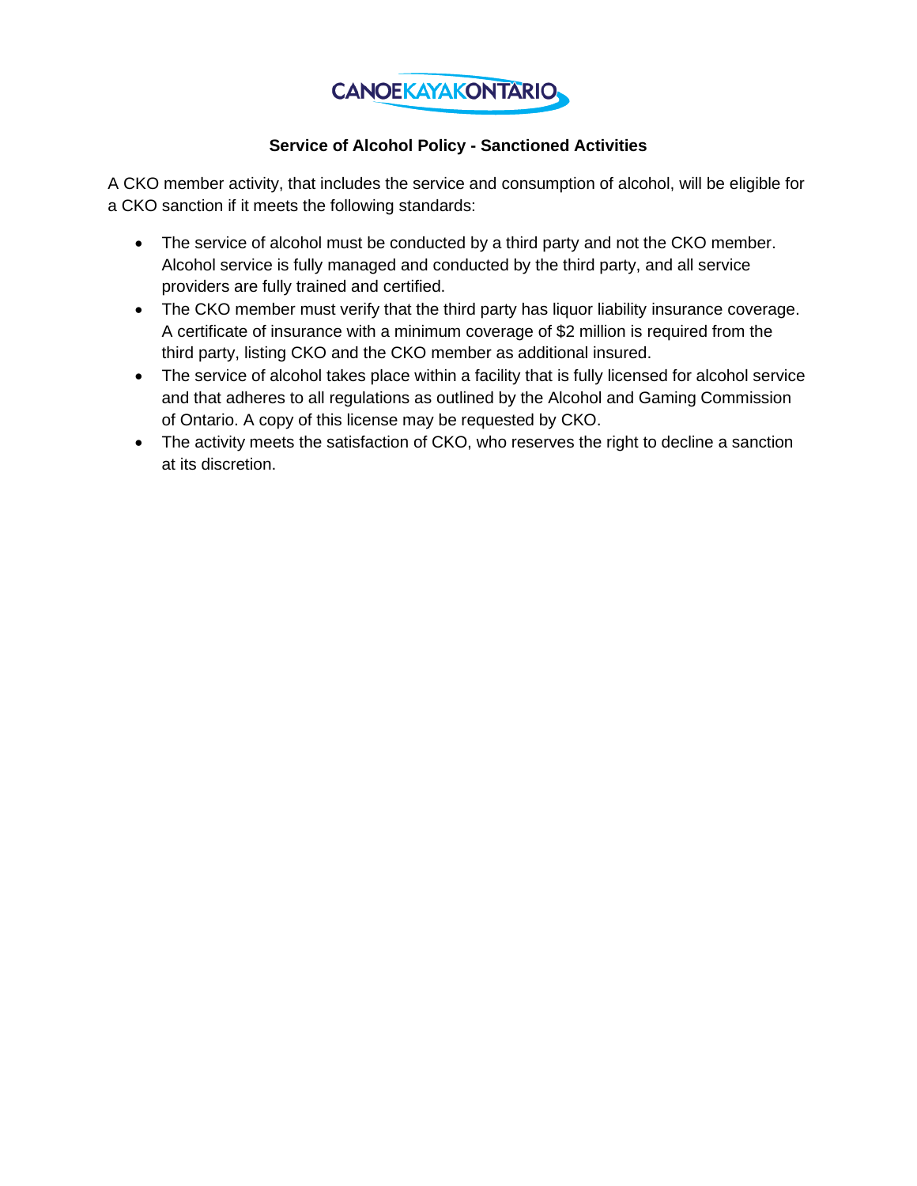CANOEKAYAKONTARIO

**Service of Alcohol Policy - Sanctioned Activities**

A CKO member activity, that includes the service and consumption of alcohol, will be eligible for a CKO sanction if it meets the following standards:

- The service of alcohol must be conducted by a third party and not the CKO member. Alcohol service is fully managed and conducted by the third party, and all service providers are fully trained and certified.
- The CKO member must verify that the third party has liquor liability insurance coverage. A certificate of insurance with a minimum coverage of $2 million is required from the third party, listing CKO and the CKO member as additional insured.
- The service of alcohol takes place within a facility that is fully licensed for alcohol service and that adheres to all regulations as outlined by the Alcohol and Gaming Commission of Ontario. A copy of this license may be requested by CKO.
- The activity meets the satisfaction of CKO, who reserves the right to decline a sanction at its discretion.